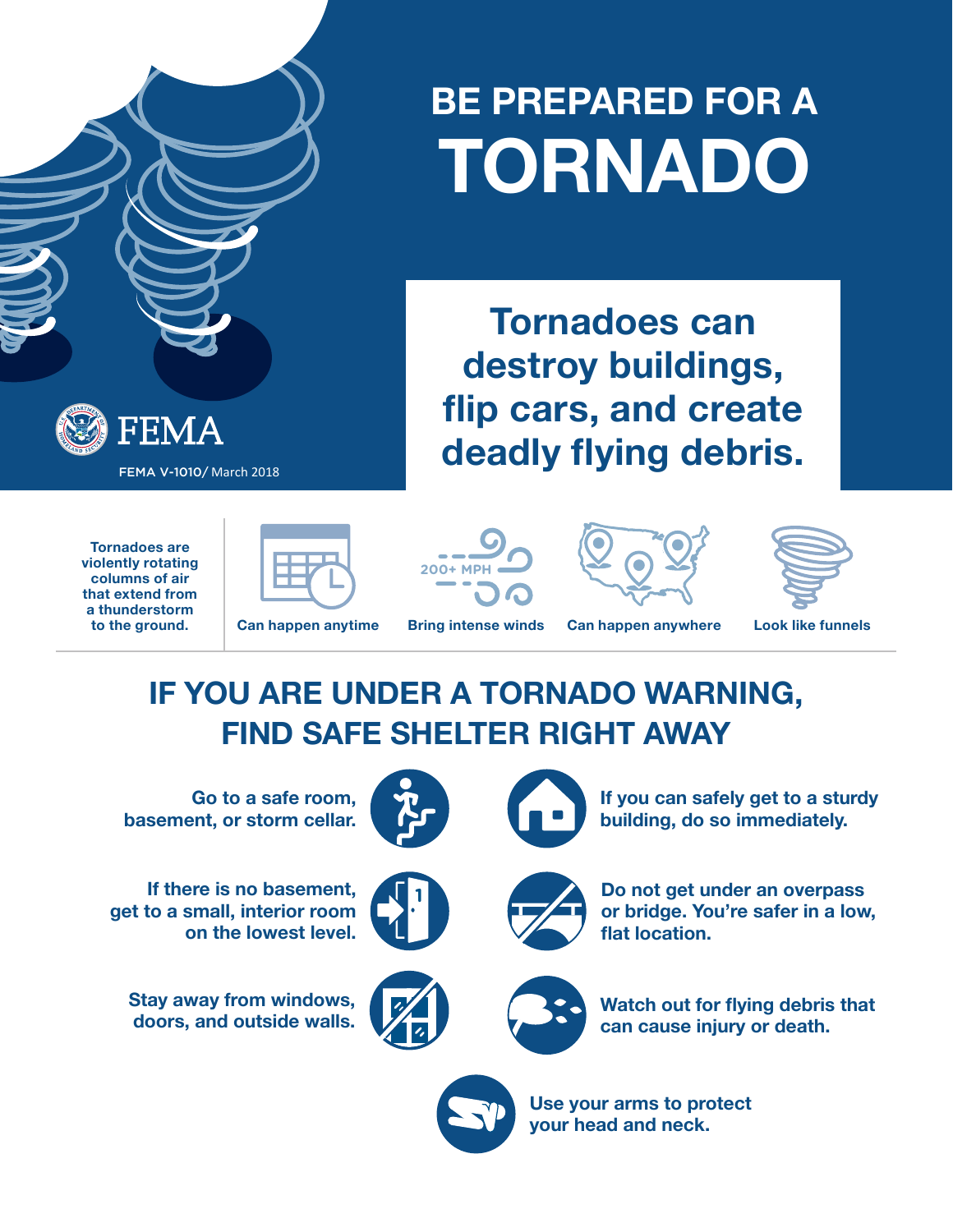# BE PREPARED FOR A TORNADO

FEMA

FEMA V-1010/ March 2018

**Tornadoes can destroy buildings, flip cars, and create deadly flying debris.**

**Tornadoes are violently rotating columns of air that extend from a thunderstorm to the ground.**

- **Can happen anytime**
- 200+ MPH **Bring intense winds**
- **Can happen anywhere**
- **Look like funnels**

## IF YOU ARE UNDER A TORNADO WARNING, FIND SAFE SHELTER RIGHT AWAY

- **Go to a safe room, basement, or storm cellar.**
- **If you can safely get to a sturdy building, do so immediately.**
- **If there is no basement, get to a small, interior room on the lowest level.**
- **Do not get under an overpass or bridge. You're safer in a low, flat location.**
- **Stay away from windows, doors, and outside walls.**
- **Watch out for flying debris that can cause injury or death.**
- **Use your arms to protect your head and neck.**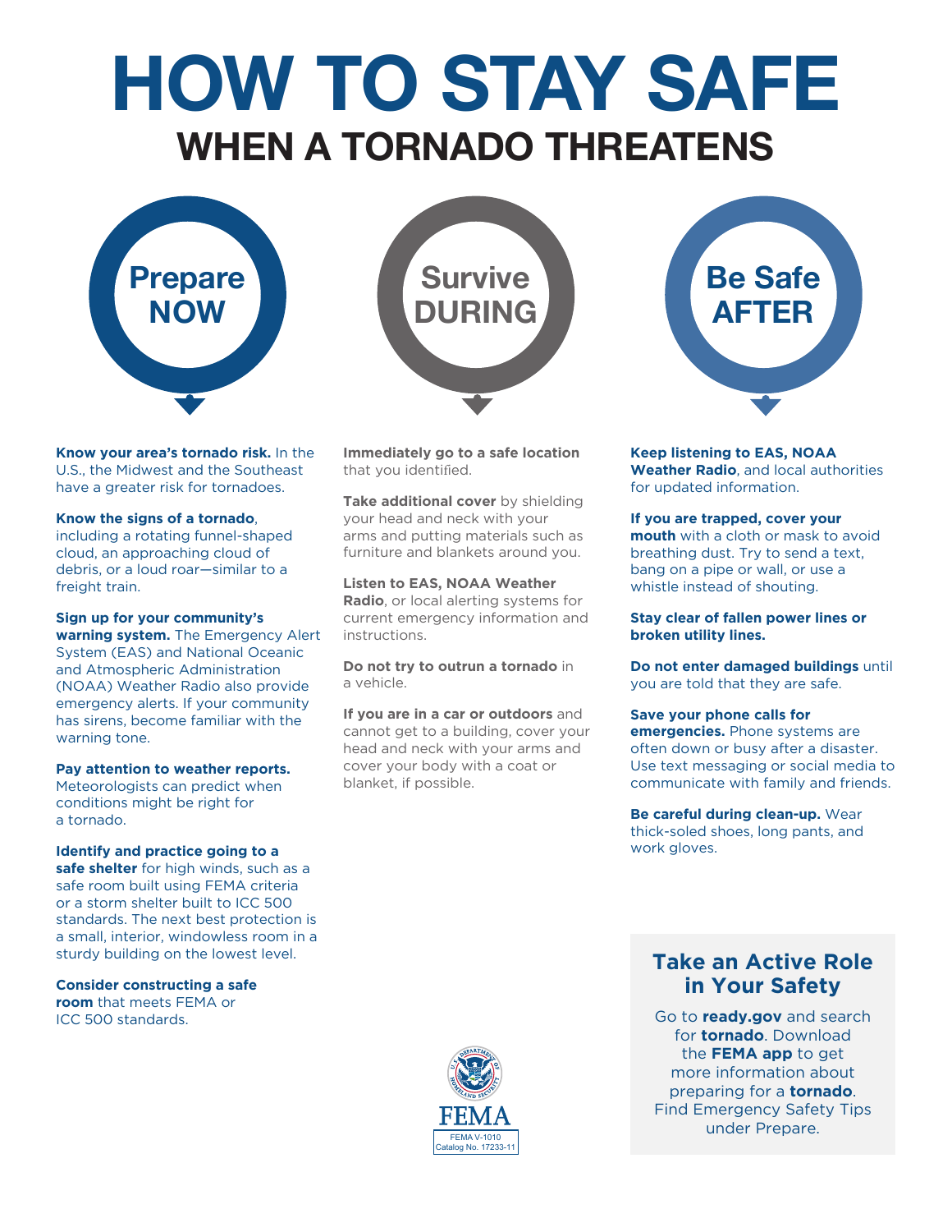# HOW TO STAY SAFE

## WHEN A TORNADO THREATENS

### Prepare NOW

**Know your area's tornado risk.** In the U.S., the Midwest and the Southeast have a greater risk for tornadoes.

**Know the signs of a tornado**, including a rotating funnel-shaped cloud, an approaching cloud of debris, or a loud roar—similar to a freight train.

**Sign up for your community's warning system.** The Emergency Alert System (EAS) and National Oceanic and Atmospheric Administration (NOAA) Weather Radio also provide emergency alerts. If your community has sirens, become familiar with the warning tone.

**Pay attention to weather reports.** Meteorologists can predict when conditions might be right for a tornado.

**Identify and practice going to a safe shelter** for high winds, such as a safe room built using FEMA criteria or a storm shelter built to ICC 500 standards. The next best protection is a small, interior, windowless room in a sturdy building on the lowest level.

**Consider constructing a safe room** that meets FEMA or ICC 500 standards.

### Survive DURING

**Immediately go to a safe location** that you identified.

**Take additional cover** by shielding your head and neck with your arms and putting materials such as furniture and blankets around you.

**Listen to EAS, NOAA Weather Radio**, or local alerting systems for current emergency information and instructions.

**Do not try to outrun a tornado** in a vehicle.

**If you are in a car or outdoors** and cannot get to a building, cover your head and neck with your arms and cover your body with a coat or blanket, if possible.

### Be Safe AFTER

**Keep listening to EAS, NOAA Weather Radio**, and local authorities for updated information.

**If you are trapped, cover your mouth** with a cloth or mask to avoid breathing dust. Try to send a text, bang on a pipe or wall, or use a whistle instead of shouting.

**Stay clear of fallen power lines or broken utility lines.**

**Do not enter damaged buildings** until you are told that they are safe.

**Save your phone calls for emergencies.** Phone systems are often down or busy after a disaster. Use text messaging or social media to communicate with family and friends.

**Be careful during clean-up.** Wear thick-soled shoes, long pants, and work gloves.

### Take an Active Role in Your Safety

Go to **ready.gov** and search for **tornado**. Download the **FEMA app** to get more information about preparing for a **tornado**. Find Emergency Safety Tips under Prepare.

FEMA

FEMA V-1010
Catalog No. 17233-11